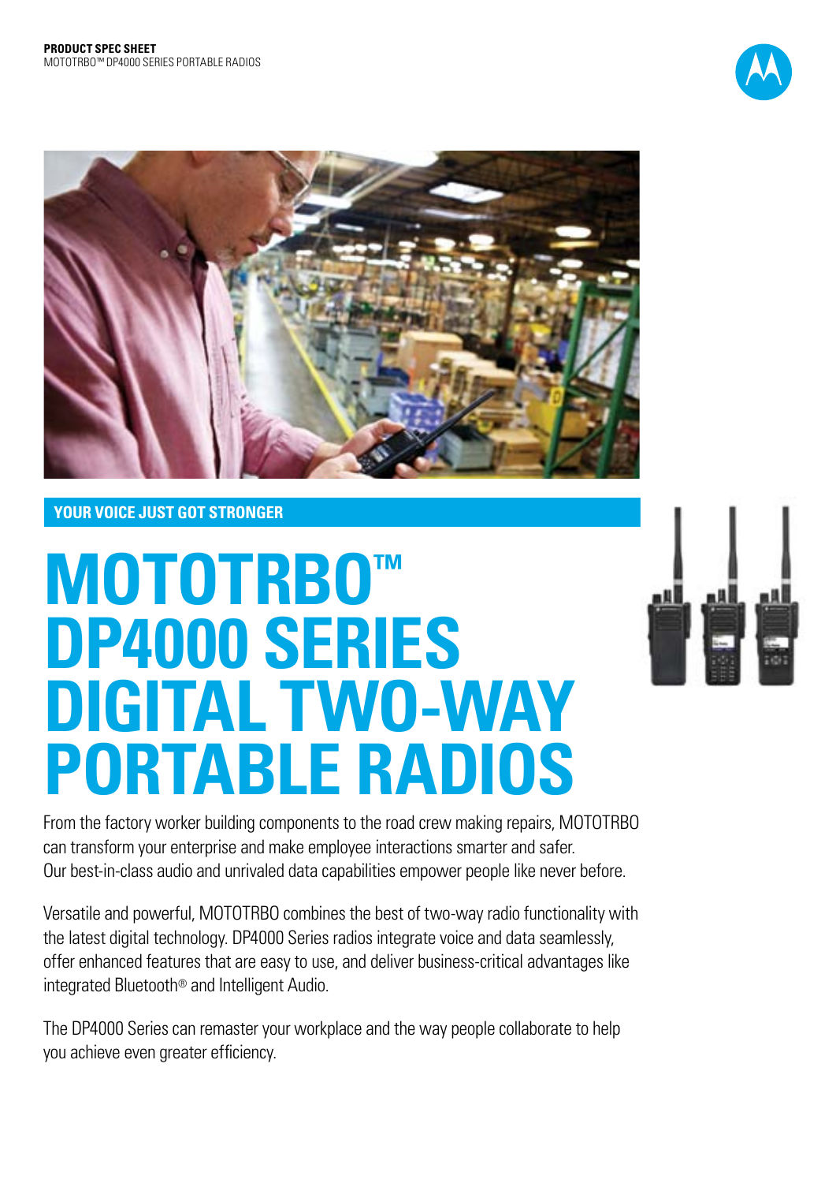**PRODUCT SPEC SHEET**
MOTOTRBO™ DP4000 SERIES PORTABLE RADIOS

**YOUR VOICE JUST GOT STRONGER**

# MOTOTRBO™ DP4000 SERIES DIGITAL TWO-WAY PORTABLE RADIOS

From the factory worker building components to the road crew making repairs, MOTOTRBO can transform your enterprise and make employee interactions smarter and safer. Our best-in-class audio and unrivaled data capabilities empower people like never before.

Versatile and powerful, MOTOTRBO combines the best of two-way radio functionality with the latest digital technology. DP4000 Series radios integrate voice and data seamlessly, offer enhanced features that are easy to use, and deliver business-critical advantages like integrated Bluetooth® and Intelligent Audio.

The DP4000 Series can remaster your workplace and the way people collaborate to help you achieve even greater efficiency.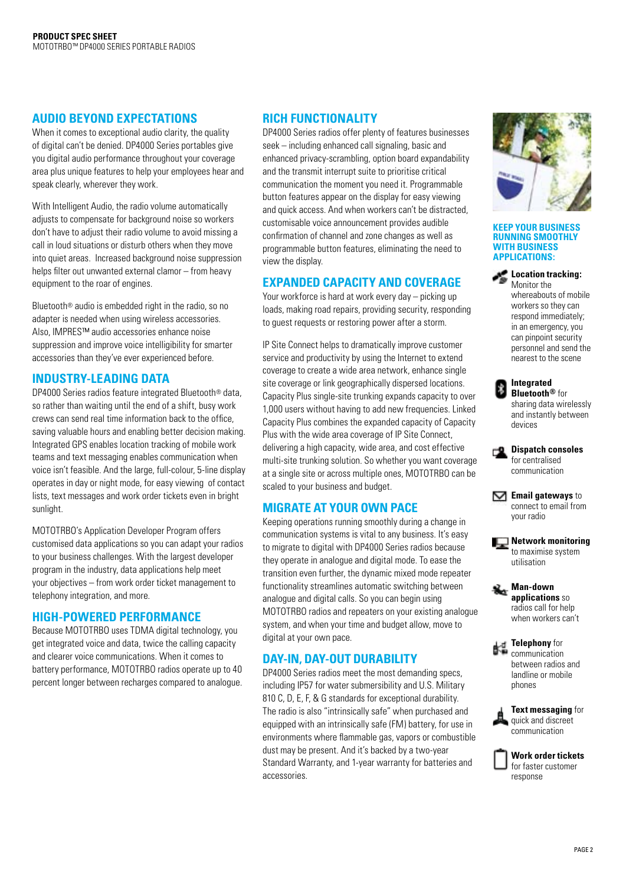## AUDIO BEYOND EXPECTATIONS

When it comes to exceptional audio clarity, the quality of digital can't be denied. DP4000 Series portables give you digital audio performance throughout your coverage area plus unique features to help your employees hear and speak clearly, wherever they work.

With Intelligent Audio, the radio volume automatically adjusts to compensate for background noise so workers don't have to adjust their radio volume to avoid missing a call in loud situations or disturb others when they move into quiet areas. Increased background noise suppression helps filter out unwanted external clamor – from heavy equipment to the roar of engines.

Bluetooth® audio is embedded right in the radio, so no adapter is needed when using wireless accessories. Also, IMPRES™ audio accessories enhance noise suppression and improve voice intelligibility for smarter accessories than they've ever experienced before.

## INDUSTRY-LEADING DATA

DP4000 Series radios feature integrated Bluetooth® data, so rather than waiting until the end of a shift, busy work crews can send real time information back to the office, saving valuable hours and enabling better decision making. Integrated GPS enables location tracking of mobile work teams and text messaging enables communication when voice isn't feasible. And the large, full-colour, 5-line display operates in day or night mode, for easy viewing of contact lists, text messages and work order tickets even in bright sunlight.

MOTOTRBO's Application Developer Program offers customised data applications so you can adapt your radios to your business challenges. With the largest developer program in the industry, data applications help meet your objectives – from work order ticket management to telephony integration, and more.

## HIGH-POWERED PERFORMANCE

Because MOTOTRBO uses TDMA digital technology, you get integrated voice and data, twice the calling capacity and clearer voice communications. When it comes to battery performance, MOTOTRBO radios operate up to 40 percent longer between recharges compared to analogue.

## RICH FUNCTIONALITY

DP4000 Series radios offer plenty of features businesses seek – including enhanced call signaling, basic and enhanced privacy-scrambling, option board expandability and the transmit interrupt suite to prioritise critical communication the moment you need it. Programmable button features appear on the display for easy viewing and quick access. And when workers can't be distracted, customisable voice announcement provides audible confirmation of channel and zone changes as well as programmable button features, eliminating the need to view the display.

## EXPANDED CAPACITY AND COVERAGE

Your workforce is hard at work every day – picking up loads, making road repairs, providing security, responding to guest requests or restoring power after a storm.

IP Site Connect helps to dramatically improve customer service and productivity by using the Internet to extend coverage to create a wide area network, enhance single site coverage or link geographically dispersed locations. Capacity Plus single-site trunking expands capacity to over 1,000 users without having to add new frequencies. Linked Capacity Plus combines the expanded capacity of Capacity Plus with the wide area coverage of IP Site Connect, delivering a high capacity, wide area, and cost effective multi-site trunking solution. So whether you want coverage at a single site or across multiple ones, MOTOTRBO can be scaled to your business and budget.

## MIGRATE AT YOUR OWN PACE

Keeping operations running smoothly during a change in communication systems is vital to any business. It's easy to migrate to digital with DP4000 Series radios because they operate in analogue and digital mode. To ease the transition even further, the dynamic mixed mode repeater functionality streamlines automatic switching between analogue and digital calls. So you can begin using MOTOTRBO radios and repeaters on your existing analogue system, and when your time and budget allow, move to digital at your own pace.

## DAY-IN, DAY-OUT DURABILITY

DP4000 Series radios meet the most demanding specs, including IP57 for water submersibility and U.S. Military 810 C, D, E, F, & G standards for exceptional durability. The radio is also "intrinsically safe" when purchased and equipped with an intrinsically safe (FM) battery, for use in environments where flammable gas, vapors or combustible dust may be present. And it's backed by a two-year Standard Warranty, and 1-year warranty for batteries and accessories.

### KEEP YOUR BUSINESS RUNNING SMOOTHLY WITH BUSINESS APPLICATIONS:

- **Location tracking:** Monitor the whereabouts of mobile workers so they can respond immediately; in an emergency, you can pinpoint security personnel and send the nearest to the scene
- **Integrated Bluetooth®** for sharing data wirelessly and instantly between devices
- **Dispatch consoles** for centralised communication
- **Email gateways** to connect to email from your radio
- **Network monitoring** to maximise system utilisation
- **Man-down applications** so radios call for help when workers can't
- **Telephony** for communication between radios and landline or mobile phones
- **Text messaging** for quick and discreet communication
- **Work order tickets** for faster customer response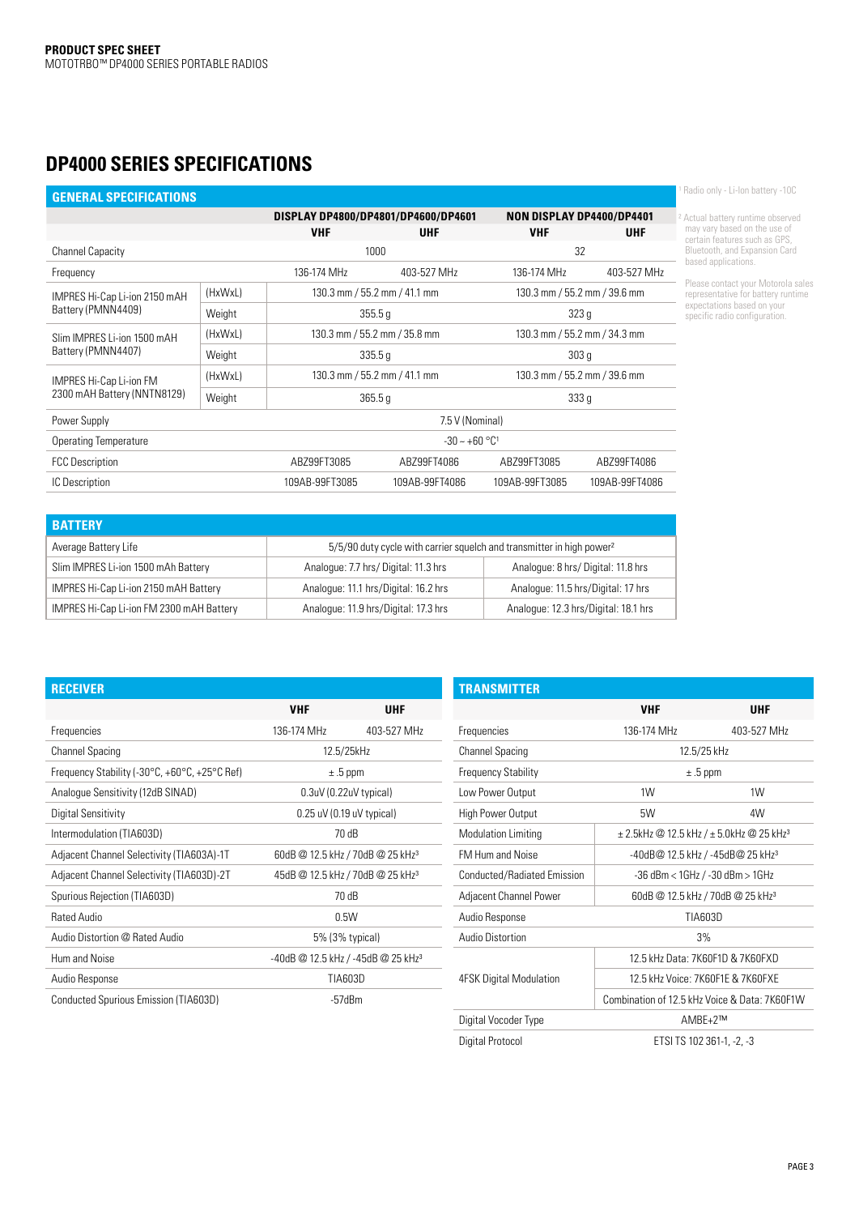**PRODUCT SPEC SHEET**
MOTOTRBO™ DP4000 SERIES PORTABLE RADIOS

# DP4000 SERIES SPECIFICATIONS

## GENERAL SPECIFICATIONS

| | | DISPLAY DP4800/DP4801/DP4600/DP4601 | | NON DISPLAY DP4400/DP4401 | |
|---|---|---|---|---|---|
| | | **VHF** | **UHF** | **VHF** | **UHF** |
| Channel Capacity | | 1000 | | 32 | |
| Frequency | | 136-174 MHz | 403-527 MHz | 136-174 MHz | 403-527 MHz |
| IMPRES Hi-Cap Li-ion 2150 mAH Battery (PMNN4409) | (HxWxL) | 130.3 mm / 55.2 mm / 41.1 mm | | 130.3 mm / 55.2 mm / 39.6 mm | |
| | Weight | 355.5 g | | 323 g | |
| Slim IMPRES Li-ion 1500 mAH Battery (PMNN4407) | (HxWxL) | 130.3 mm / 55.2 mm / 35.8 mm | | 130.3 mm / 55.2 mm / 34.3 mm | |
| | Weight | 335.5 g | | 303 g | |
| IMPRES Hi-Cap Li-ion FM 2300 mAH Battery (NNTN8129) | (HxWxL) | 130.3 mm / 55.2 mm / 41.1 mm | | 130.3 mm / 55.2 mm / 39.6 mm | |
| | Weight | 365.5 g | | 333 g | |
| Power Supply | | 7.5 V (Nominal) | | | |
| Operating Temperature | | -30 – +60 °C[1] | | | |
| FCC Description | | ABZ99FT3085 | ABZ99FT4086 | ABZ99FT3085 | ABZ99FT4086 |
| IC Description | | 109AB-99FT3085 | 109AB-99FT4086 | 109AB-99FT3085 | 109AB-99FT4086 |

[1] Radio only - Li-Ion battery -10C

[2] Actual battery runtime observed may vary based on the use of certain features such as GPS, Bluetooth, and Expansion Card based applications.

Please contact your Motorola sales representative for battery runtime expectations based on your specific radio configuration.

## BATTERY

| Average Battery Life | 5/5/90 duty cycle with carrier squelch and transmitter in high power[2] | |
|---|---|---|
| Slim IMPRES Li-ion 1500 mAh Battery | Analogue: 7.7 hrs/ Digital: 11.3 hrs | Analogue: 8 hrs/ Digital: 11.8 hrs |
| IMPRES Hi-Cap Li-ion 2150 mAH Battery | Analogue: 11.1 hrs/Digital: 16.2 hrs | Analogue: 11.5 hrs/Digital: 17 hrs |
| IMPRES Hi-Cap Li-ion FM 2300 mAH Battery | Analogue: 11.9 hrs/Digital: 17.3 hrs | Analogue: 12.3 hrs/Digital: 18.1 hrs |

## RECEIVER

| | **VHF** | **UHF** |
|---|---|---|
| Frequencies | 136-174 MHz | 403-527 MHz |
| Channel Spacing | 12.5/25kHz | |
| Frequency Stability (-30°C, +60°C, +25°C Ref) | ± .5 ppm | |
| Analogue Sensitivity (12dB SINAD) | 0.3uV (0.22uV typical) | |
| Digital Sensitivity | 0.25 uV (0.19 uV typical) | |
| Intermodulation (TIA603D) | 70 dB | |
| Adjacent Channel Selectivity (TIA603A)-1T | 60dB @ 12.5 kHz / 70dB @ 25 kHz[3] | |
| Adjacent Channel Selectivity (TIA603D)-2T | 45dB @ 12.5 kHz / 70dB @ 25 kHz[3] | |
| Spurious Rejection (TIA603D) | 70 dB | |
| Rated Audio | 0.5W | |
| Audio Distortion @ Rated Audio | 5% (3% typical) | |
| Hum and Noise | -40dB @ 12.5 kHz / -45dB @ 25 kHz[3] | |
| Audio Response | TIA603D | |
| Conducted Spurious Emission (TIA603D) | -57dBm | |

## TRANSMITTER

| | **VHF** | **UHF** |
|---|---|---|
| Frequencies | 136-174 MHz | 403-527 MHz |
| Channel Spacing | 12.5/25 kHz | |
| Frequency Stability | ± .5 ppm | |
| Low Power Output | 1W | 1W |
| High Power Output | 5W | 4W |
| Modulation Limiting | ± 2.5kHz @ 12.5 kHz / ± 5.0kHz @ 25 kHz[3] | |
| FM Hum and Noise | -40dB@ 12.5 kHz / -45dB@ 25 kHz[3] | |
| Conducted/Radiated Emission | -36 dBm < 1GHz / -30 dBm > 1GHz | |
| Adjacent Channel Power | 60dB @ 12.5 kHz / 70dB @ 25 kHz[3] | |
| Audio Response | TIA603D | |
| Audio Distortion | 3% | |
| 4FSK Digital Modulation | 12.5 kHz Data: 7K60F1D & 7K60FXD | |
| | 12.5 kHz Voice: 7K60F1E & 7K60FXE | |
| | Combination of 12.5 kHz Voice & Data: 7K60F1W | |
| Digital Vocoder Type | AMBE+2™ | |
| Digital Protocol | ETSI TS 102 361-1, -2, -3 | |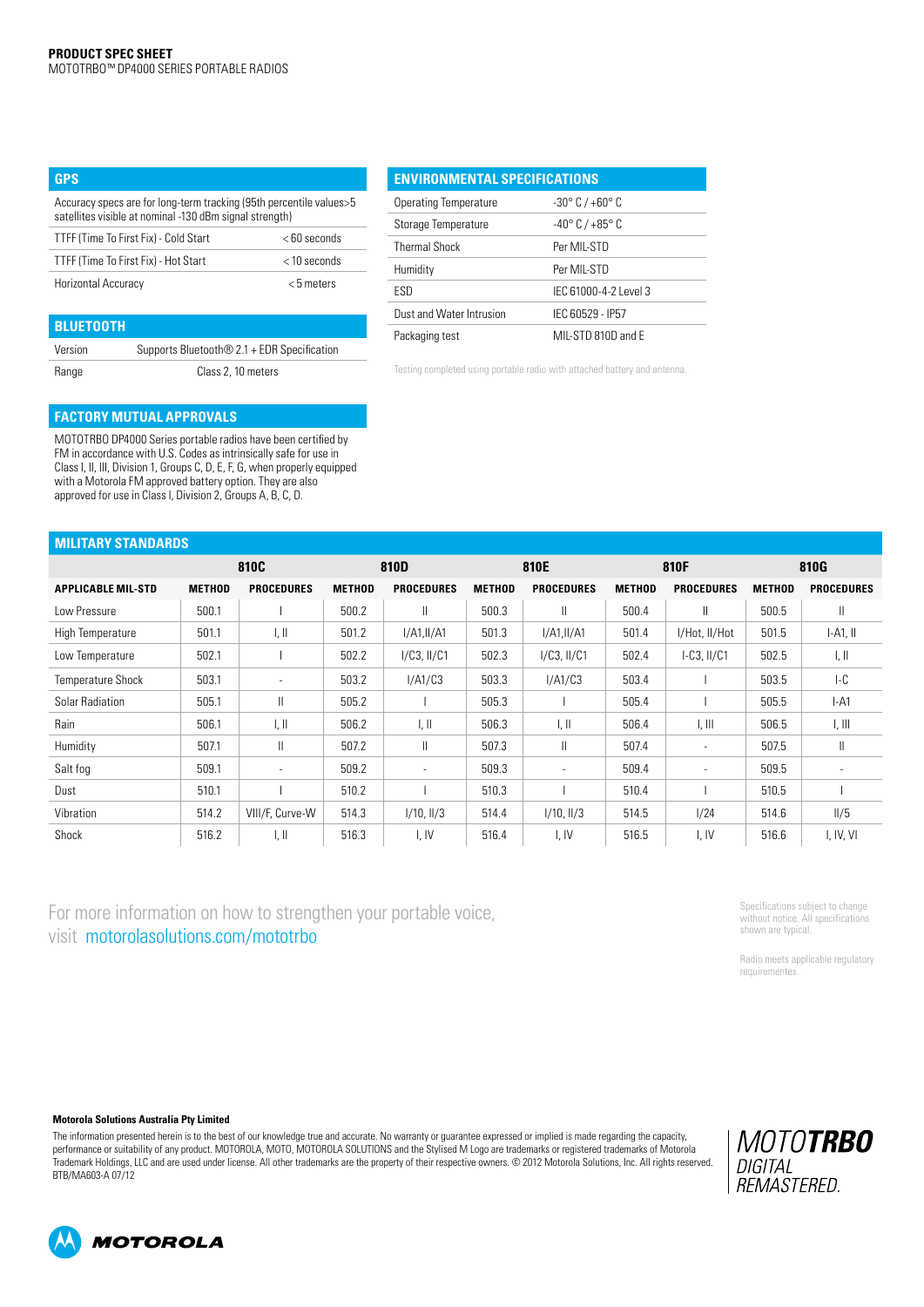## GPS

Accuracy specs are for long-term tracking (95th percentile values>5 satellites visible at nominal -130 dBm signal strength)

| | |
|---|---|
| TTFF (Time To First Fix) - Cold Start | < 60 seconds |
| TTFF (Time To First Fix) - Hot Start | < 10 seconds |
| Horizontal Accuracy | < 5 meters |

## BLUETOOTH

| | |
|---|---|
| Version | Supports Bluetooth® 2.1 + EDR Specification |
| Range | Class 2, 10 meters |

## FACTORY MUTUAL APPROVALS

MOTOTRBO DP4000 Series portable radios have been certified by FM in accordance with U.S. Codes as intrinsically safe for use in Class I, II, III, Division 1, Groups C, D, E, F, G, when properly equipped with a Motorola FM approved battery option. They are also approved for use in Class I, Division 2, Groups A, B, C, D.

## ENVIRONMENTAL SPECIFICATIONS

| | |
|---|---|
| Operating Temperature | -30° C / +60° C |
| Storage Temperature | -40° C / +85° C |
| Thermal Shock | Per MIL-STD |
| Humidity | Per MIL-STD |
| ESD | IEC 61000-4-2 Level 3 |
| Dust and Water Intrusion | IEC 60529 - IP57 |
| Packaging test | MIL-STD 810D and E |

Testing completed using portable radio with attached battery and antenna.

## MILITARY STANDARDS

| | 810C | | 810D | | 810E | | 810F | | 810G | |
|---|---|---|---|---|---|---|---|---|---|---|
| **APPLICABLE MIL-STD** | **METHOD** | **PROCEDURES** | **METHOD** | **PROCEDURES** | **METHOD** | **PROCEDURES** | **METHOD** | **PROCEDURES** | **METHOD** | **PROCEDURES** |
| Low Pressure | 500.1 | I | 500.2 | II | 500.3 | II | 500.4 | II | 500.5 | II |
| High Temperature | 501.1 | I, II | 501.2 | I/A1,II/A1 | 501.3 | I/A1,II/A1 | 501.4 | I/Hot, II/Hot | 501.5 | I-A1, II |
| Low Temperature | 502.1 | I | 502.2 | I/C3, II/C1 | 502.3 | I/C3, II/C1 | 502.4 | I-C3, II/C1 | 502.5 | I, II |
| Temperature Shock | 503.1 | - | 503.2 | I/A1/C3 | 503.3 | I/A1/C3 | 503.4 | I | 503.5 | I-C |
| Solar Radiation | 505.1 | II | 505.2 | I | 505.3 | I | 505.4 | I | 505.5 | I-A1 |
| Rain | 506.1 | I, II | 506.2 | I, II | 506.3 | I, II | 506.4 | I, III | 506.5 | I, III |
| Humidity | 507.1 | II | 507.2 | II | 507.3 | II | 507.4 | - | 507.5 | II |
| Salt fog | 509.1 | - | 509.2 | - | 509.3 | - | 509.4 | - | 509.5 | - |
| Dust | 510.1 | I | 510.2 | I | 510.3 | I | 510.4 | I | 510.5 | I |
| Vibration | 514.2 | VIII/F, Curve-W | 514.3 | I/10, II/3 | 514.4 | I/10, II/3 | 514.5 | I/24 | 514.6 | II/5 |
| Shock | 516.2 | I, II | 516.3 | I, IV | 516.4 | I, IV | 516.5 | I, IV | 516.6 | I, IV, VI |

For more information on how to strengthen your portable voice, visit motorolasolutions.com/mototrbo

Specifications subject to change without notice. All specifications shown are typical.

Radio meets applicable regulatory requirementes.

**Motorola Solutions Australia Pty Limited**

The information presented herein is to the best of our knowledge true and accurate. No warranty or guarantee expressed or implied is made regarding the capacity, performance or suitability of any product. MOTOROLA, MOTO, MOTOROLA SOLUTIONS and the Stylised M Logo are trademarks or registered trademarks of Motorola Trademark Holdings, LLC and are used under license. All other trademarks are the property of their respective owners. © 2012 Motorola Solutions, Inc. All rights reserved. BTB/MA603-A 07/12

MOTOTRBO DIGITAL REMASTERED.

MOTOROLA